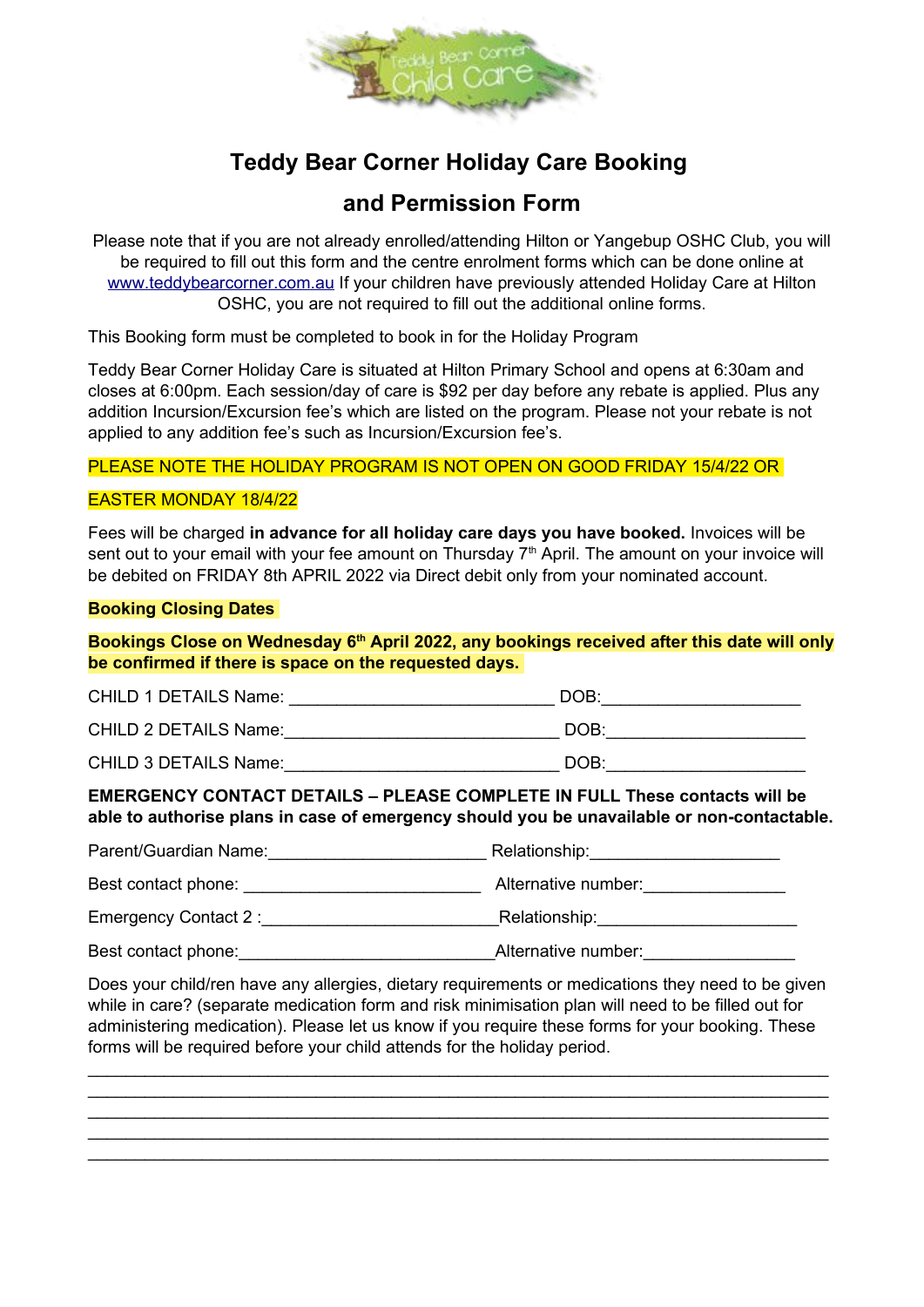# Teddy Bear Corner Holiday Care Booking

# and Permission Form

Please note that if you are not already enrolled/attending Hilton or Yangebup OSHC Club, you will be required to fill out this form and the centre enrolment forms which can be done online at www.teddybearcorner.com.au If your children have previously attended Holiday Care at Hilton OSHC, you are not required to fill out the additional online forms.

This Booking form must be completed to book in for the Holiday Program

Teddy Bear Corner Holiday Care is situated at Hilton Primary School and opens at 6:30am and closes at 6:00pm. Each session/day of care is $92 per day before any rebate is applied. Plus any addition Incursion/Excursion fee's which are listed on the program. Please not your rebate is not applied to any addition fee's such as Incursion/Excursion fee's.

PLEASE NOTE THE HOLIDAY PROGRAM IS NOT OPEN ON GOOD FRIDAY 15/4/22 OR EASTER MONDAY 18/4/22

Fees will be charged **in advance for all holiday care days you have booked.** Invoices will be sent out to your email with your fee amount on Thursday 7th April. The amount on your invoice will be debited on FRIDAY 8th APRIL 2022 via Direct debit only from your nominated account.

**Booking Closing Dates**

**Bookings Close on Wednesday 6th April 2022, any bookings received after this date will only be confirmed if there is space on the requested days.**

CHILD 1 DETAILS Name: ____________________________ DOB:_____________________

CHILD 2 DETAILS Name:_____________________________ DOB:_____________________

CHILD 3 DETAILS Name:_____________________________ DOB:_____________________

**EMERGENCY CONTACT DETAILS – PLEASE COMPLETE IN FULL These contacts will be able to authorise plans in case of emergency should you be unavailable or non-contactable.**

Parent/Guardian Name:_______________________ Relationship:____________________

Best contact phone: _________________________ Alternative number:_______________

Emergency Contact 2 :________________________Relationship:_____________________

Best contact phone:___________________________Alternative number:_______________

Does your child/ren have any allergies, dietary requirements or medications they need to be given while in care? (separate medication form and risk minimisation plan will need to be filled out for administering medication). Please let us know if you require these forms for your booking. These forms will be required before your child attends for the holiday period.

_____________________________________________________________________________

_____________________________________________________________________________

_____________________________________________________________________________

_____________________________________________________________________________

_____________________________________________________________________________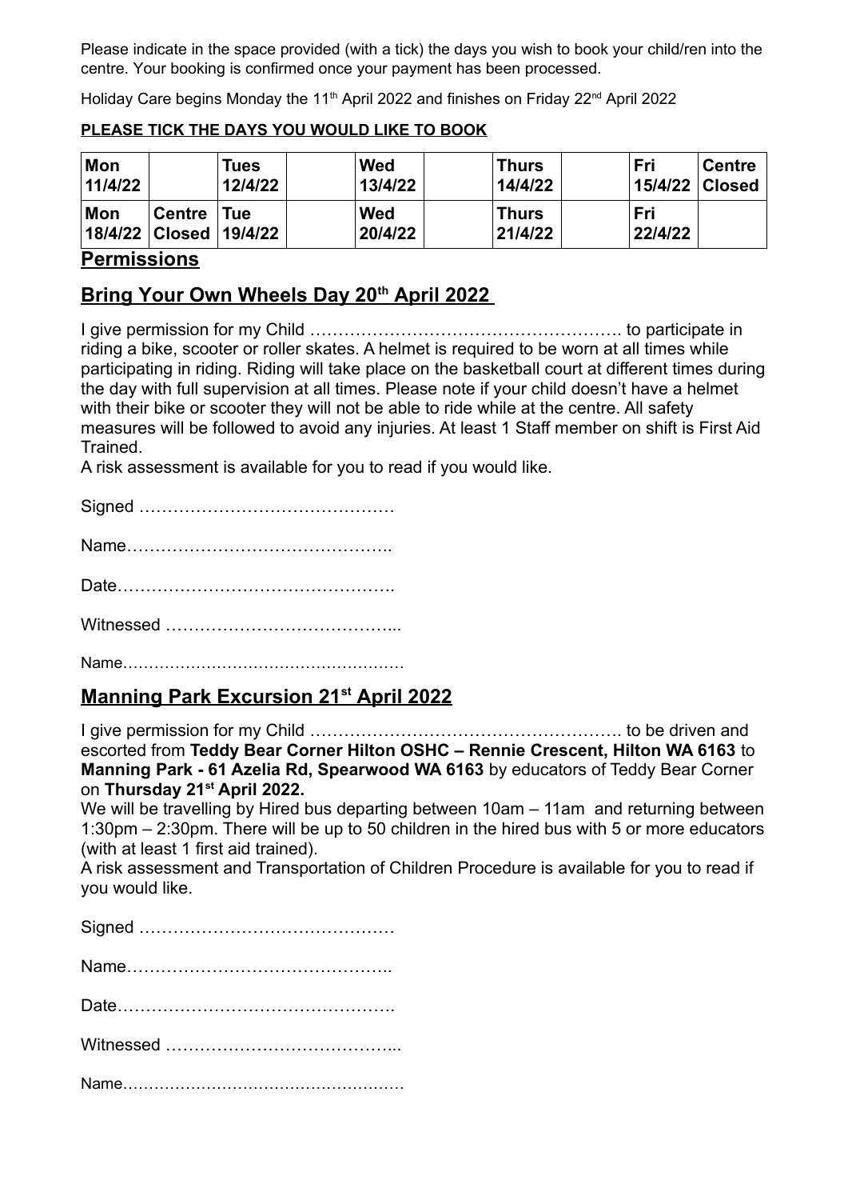Please indicate in the space provided (with a tick) the days you wish to book your child/ren into the centre. Your booking is confirmed once your payment has been processed.

Holiday Care begins Monday the 11th April 2022 and finishes on Friday 22nd April 2022

**PLEASE TICK THE DAYS YOU WOULD LIKE TO BOOK**

| **Mon 11/4/22** | | **Tues 12/4/22** | | **Wed 13/4/22** | | **Thurs 14/4/22** | | **Fri 15/4/22** | **Centre Closed** |
|---|---|---|---|---|---|---|---|---|---|
| **Mon 18/4/22** | **Centre Closed** | **Tue 19/4/22** | | **Wed 20/4/22** | | **Thurs 21/4/22** | | **Fri 22/4/22** | |

## Permissions

## Bring Your Own Wheels Day 20th April 2022

I give permission for my Child ………………………………………………. to participate in riding a bike, scooter or roller skates. A helmet is required to be worn at all times while participating in riding. Riding will take place on the basketball court at different times during the day with full supervision at all times. Please note if your child doesn't have a helmet with their bike or scooter they will not be able to ride while at the centre. All safety measures will be followed to avoid any injuries. At least 1 Staff member on shift is First Aid Trained.
A risk assessment is available for you to read if you would like.

Signed ………………………………………

Name……………………………………..

Date………………………………………….

Witnessed …………………………………...

Name……………………………………………

## Manning Park Excursion 21st April 2022

I give permission for my Child ………………………………………………. to be driven and escorted from **Teddy Bear Corner Hilton OSHC – Rennie Crescent, Hilton WA 6163** to **Manning Park - 61 Azelia Rd, Spearwood WA 6163** by educators of Teddy Bear Corner on **Thursday 21st April 2022.**
We will be travelling by Hired bus departing between 10am – 11am and returning between 1:30pm – 2:30pm. There will be up to 50 children in the hired bus with 5 or more educators (with at least 1 first aid trained).
A risk assessment and Transportation of Children Procedure is available for you to read if you would like.

Signed ………………………………………

Name……………………………………..

Date………………………………………….

Witnessed …………………………………...

Name……………………………………………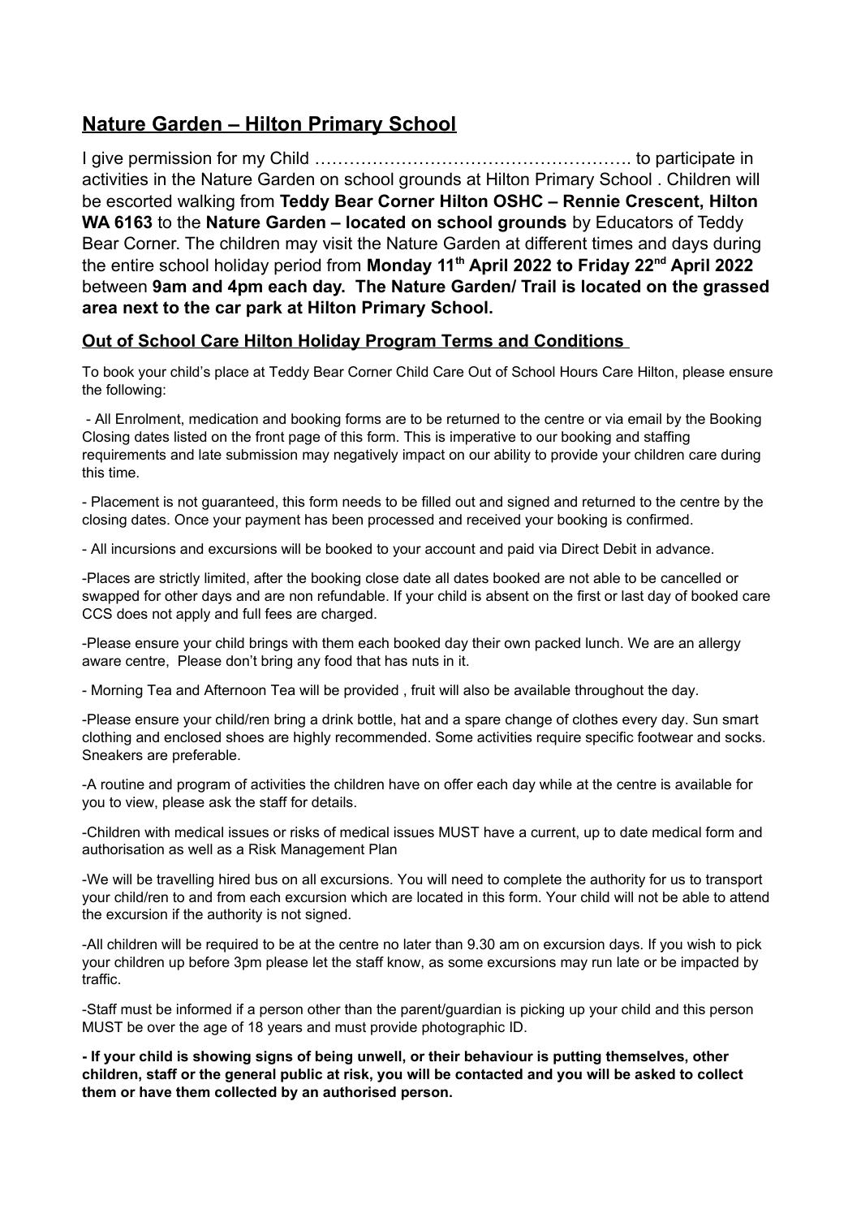## Nature Garden – Hilton Primary School

I give permission for my Child ………………………………………………. to participate in activities in the Nature Garden on school grounds at Hilton Primary School . Children will be escorted walking from **Teddy Bear Corner Hilton OSHC – Rennie Crescent, Hilton WA 6163** to the **Nature Garden – located on school grounds** by Educators of Teddy Bear Corner. The children may visit the Nature Garden at different times and days during the entire school holiday period from **Monday 11th April 2022 to Friday 22nd April 2022** between **9am and 4pm each day. The Nature Garden/ Trail is located on the grassed area next to the car park at Hilton Primary School.**

### Out of School Care Hilton Holiday Program Terms and Conditions

To book your child's place at Teddy Bear Corner Child Care Out of School Hours Care Hilton, please ensure the following:

- All Enrolment, medication and booking forms are to be returned to the centre or via email by the Booking Closing dates listed on the front page of this form. This is imperative to our booking and staffing requirements and late submission may negatively impact on our ability to provide your children care during this time.

- Placement is not guaranteed, this form needs to be filled out and signed and returned to the centre by the closing dates. Once your payment has been processed and received your booking is confirmed.

- All incursions and excursions will be booked to your account and paid via Direct Debit in advance.

-Places are strictly limited, after the booking close date all dates booked are not able to be cancelled or swapped for other days and are non refundable. If your child is absent on the first or last day of booked care CCS does not apply and full fees are charged.

-Please ensure your child brings with them each booked day their own packed lunch. We are an allergy aware centre, Please don't bring any food that has nuts in it.

- Morning Tea and Afternoon Tea will be provided , fruit will also be available throughout the day.

-Please ensure your child/ren bring a drink bottle, hat and a spare change of clothes every day. Sun smart clothing and enclosed shoes are highly recommended. Some activities require specific footwear and socks. Sneakers are preferable.

-A routine and program of activities the children have on offer each day while at the centre is available for you to view, please ask the staff for details.

-Children with medical issues or risks of medical issues MUST have a current, up to date medical form and authorisation as well as a Risk Management Plan

-We will be travelling hired bus on all excursions. You will need to complete the authority for us to transport your child/ren to and from each excursion which are located in this form. Your child will not be able to attend the excursion if the authority is not signed.

-All children will be required to be at the centre no later than 9.30 am on excursion days. If you wish to pick your children up before 3pm please let the staff know, as some excursions may run late or be impacted by traffic.

-Staff must be informed if a person other than the parent/guardian is picking up your child and this person MUST be over the age of 18 years and must provide photographic ID.

**- If your child is showing signs of being unwell, or their behaviour is putting themselves, other children, staff or the general public at risk, you will be contacted and you will be asked to collect them or have them collected by an authorised person.**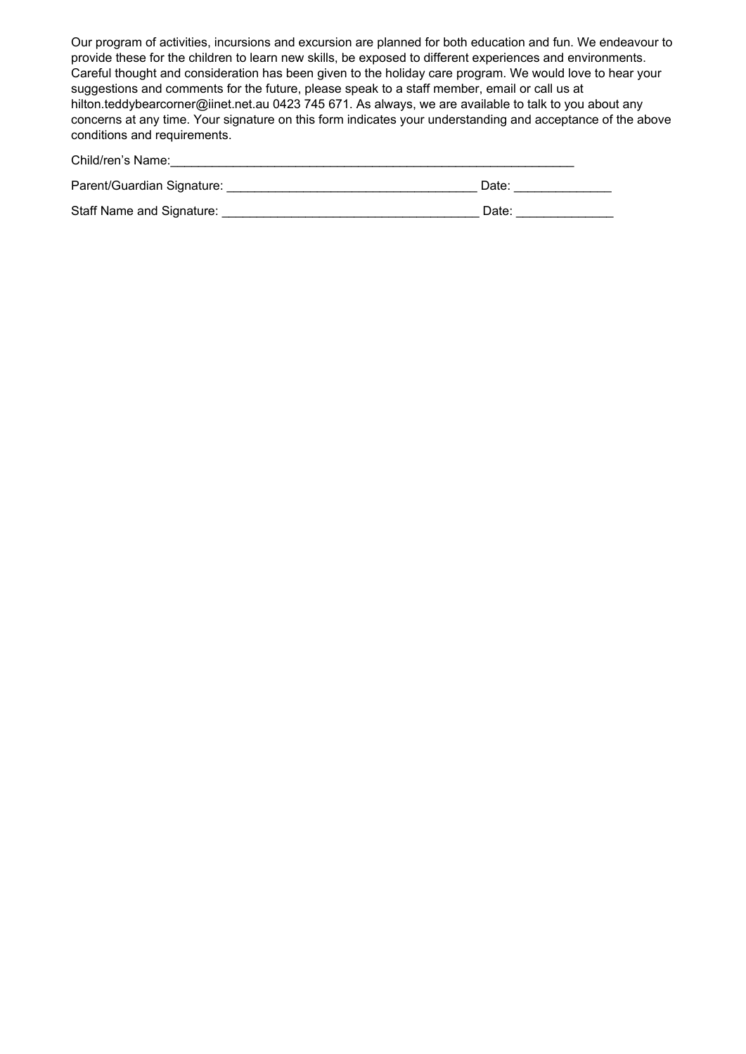Our program of activities, incursions and excursion are planned for both education and fun. We endeavour to provide these for the children to learn new skills, be exposed to different experiences and environments. Careful thought and consideration has been given to the holiday care program. We would love to hear your suggestions and comments for the future, please speak to a staff member, email or call us at hilton.teddybearcorner@iinet.net.au 0423 745 671. As always, we are available to talk to you about any concerns at any time. Your signature on this form indicates your understanding and acceptance of the above conditions and requirements.

Child/ren's Name:____________________________________________________________

Parent/Guardian Signature: ____________________________________ Date: ______________

Staff Name and Signature: ______________________________________ Date: ______________